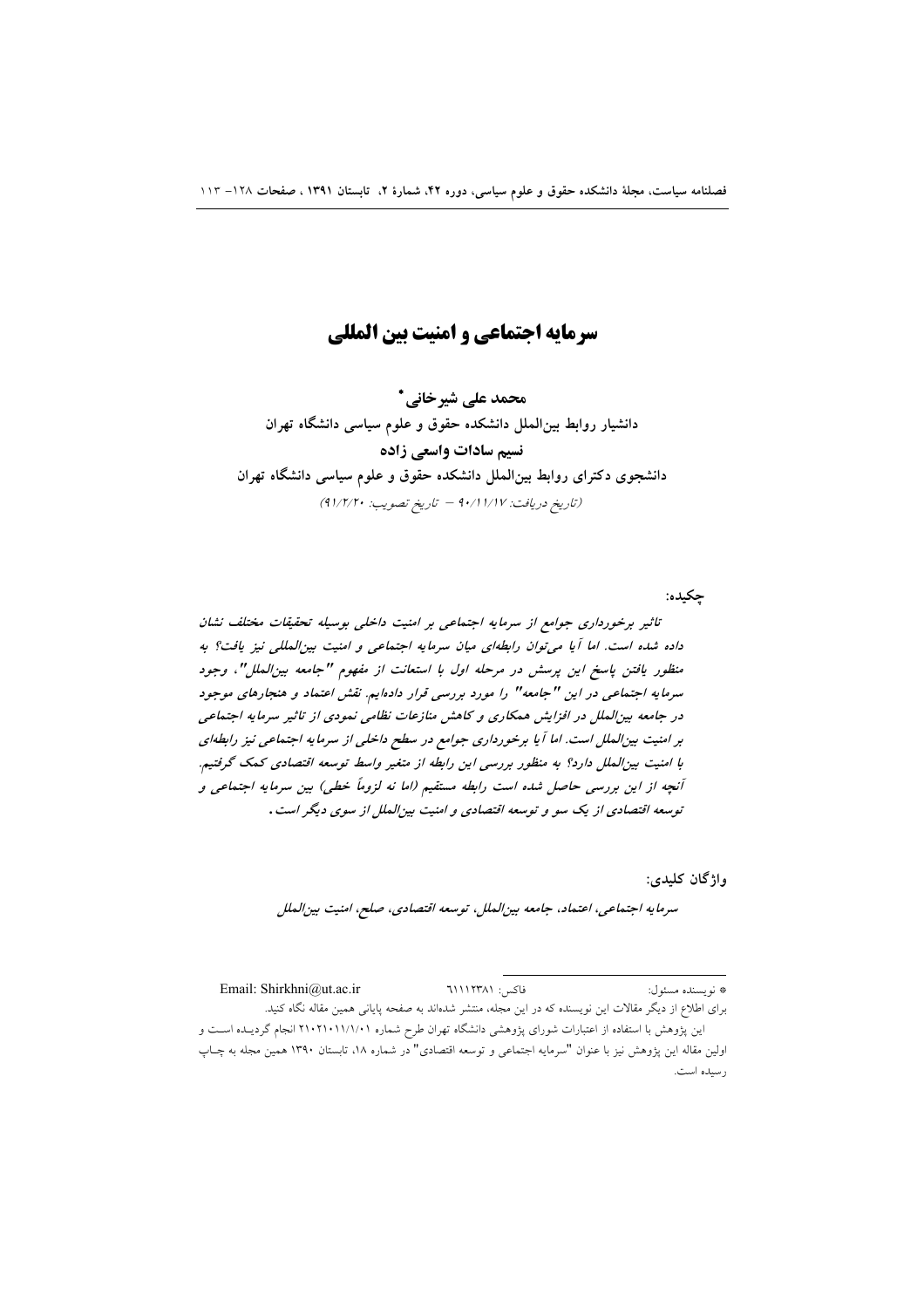# سرمایه اجتماعی و امنیت بین المللی

**محمد علی شیرخانی\***

**دانشیار روابط بین‌الملل دانشکده حقوق و علوم سیاسی دانشگاه تهران**

**نسیم سادات واسعی زاده**

**دانشجوی دکترای روابط بین‌الملل دانشکده حقوق و علوم سیاسی دانشگاه تهران**

*(تاریخ دریافت: ۹۰/۱۱/۱۷ – تاریخ تصویب: ۹۱/۲/۲۰)*

**چکیده:**

*تاثیر برخورداری جوامع از سرمایه اجتماعی بر امنیت داخلی بوسیله تحقیقات مختلف نشان داده شده است. اما آیا می‌توان رابطه‌ای میان سرمایه اجتماعی و امنیت بین‌المللی نیز یافت؟ به منظور یافتن پاسخ این پرسش در مرحله اول با استعانت از مفهوم "جامعه بین‌الملل"، وجود سرمایه اجتماعی در این "جامعه" را مورد بررسی قرار داده‌ایم. نقش اعتماد و هنجارهای موجود در جامعه بین‌الملل در افزایش همکاری و کاهش منازعات نظامی نمودی از تاثیر سرمایه اجتماعی بر امنیت بین‌الملل است. اما آیا برخورداری جوامع در سطح داخلی از سرمایه اجتماعی نیز رابطه‌ای با امنیت بین‌الملل دارد؟ به منظور بررسی این رابطه از متغیر واسط توسعه اقتصادی کمک گرفتیم. آنچه از این بررسی حاصل شده است رابطه مستقیم (اما نه لزوماً خطی) بین سرمایه اجتماعی و توسعه اقتصادی از یک سو و توسعه اقتصادی و امنیت بین‌الملل از سوی دیگر است.*

**واژگان کلیدی:**

*سرمایه اجتماعی، اعتماد، جامعه بین‌الملل، توسعه اقتصادی، صلح، امنیت بین‌الملل*

---

\* نویسنده مسئول: فاکس: ۶۱۱۱۲۳۸۱ Email: Shirkhni@ut.ac.ir

برای اطلاع از دیگر مقالات این نویسنده که در این مجله، منتشر شده‌اند به صفحه پایانی همین مقاله نگاه کنید.

این پژوهش با استفاده از اعتبارات شورای پژوهشی دانشگاه تهران طرح شماره ۲۱۰۲۱۰۱۱/۱/۰۱ انجام گردیده است و اولین مقاله این پژوهش نیز با عنوان "سرمایه اجتماعی و توسعه اقتصادی" در شماره ۱۸، تابستان ۱۳۹۰ همین مجله به چاپ رسیده است.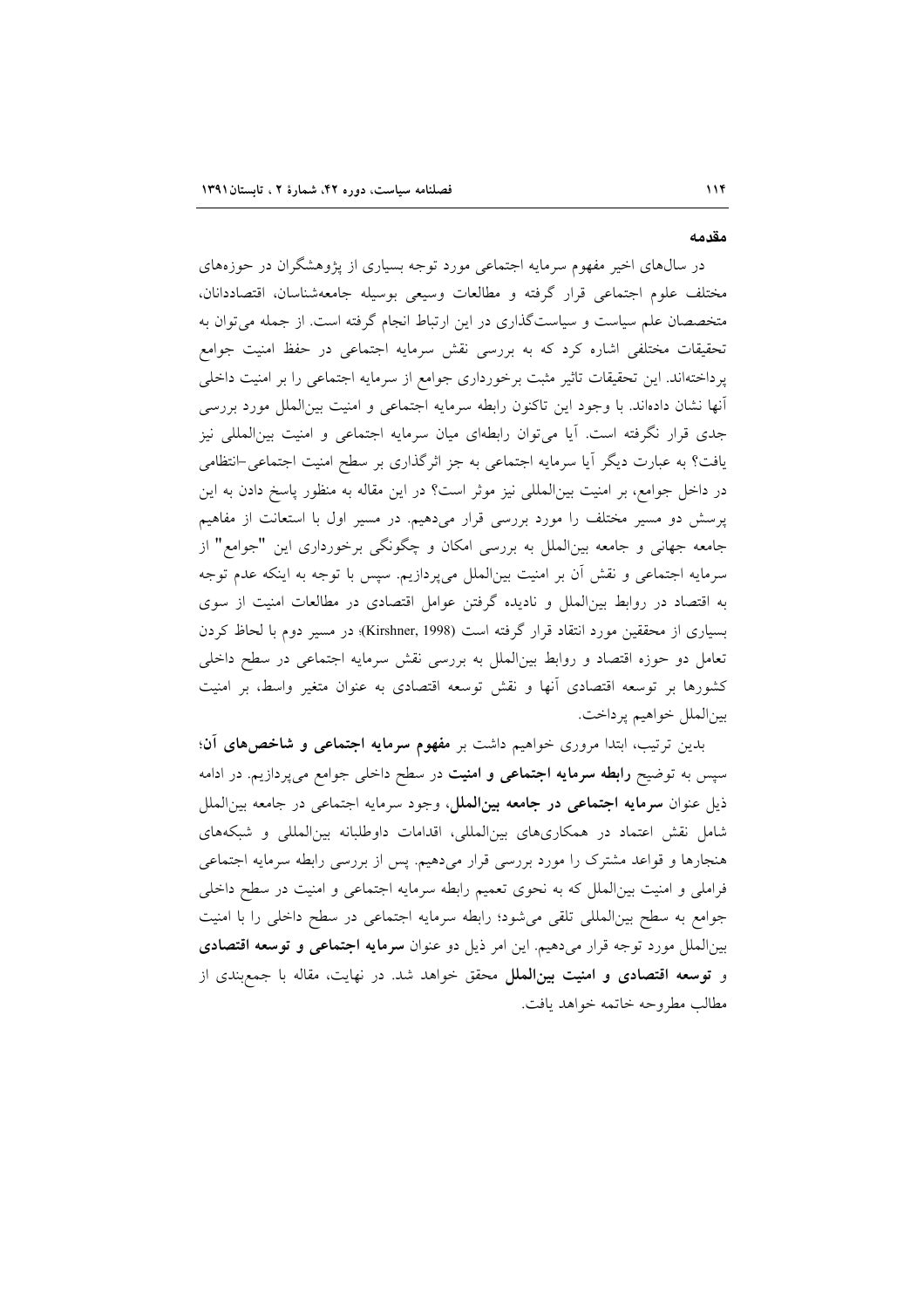## مقدمه

در سال‌های اخیر مفهوم سرمایه اجتماعی مورد توجه بسیاری از پژوهشگران در حوزه‌های مختلف علوم اجتماعی قرار گرفته و مطالعات وسیعی بوسیله جامعه‌شناسان، اقتصاددانان، متخصصان علم سیاست و سیاست‌گذاری در این ارتباط انجام گرفته است. از جمله می‌توان به تحقیقات مختلفی اشاره کرد که به بررسی نقش سرمایه اجتماعی در حفظ امنیت جوامع پرداخته‌اند. این تحقیقات تاثیر مثبت برخورداری جوامع از سرمایه اجتماعی را بر امنیت داخلی آنها نشان داده‌اند. با وجود این تاکنون رابطه سرمایه اجتماعی و امنیت بین‌الملل مورد بررسی جدی قرار نگرفته است. آیا می‌توان رابطه‌ای میان سرمایه اجتماعی و امنیت بین‌المللی نیز یافت؟ به عبارت دیگر آیا سرمایه اجتماعی به جز اثرگذاری بر سطح امنیت اجتماعی-انتظامی در داخل جوامع، بر امنیت بین‌المللی نیز موثر است؟ در این مقاله به منظور پاسخ دادن به این پرسش دو مسیر مختلف را مورد بررسی قرار می‌دهیم. در مسیر اول با استعانت از مفاهیم جامعه جهانی و جامعه بین‌الملل به بررسی امکان و چگونگی برخورداری این "جوامع" از سرمایه اجتماعی و نقش آن بر امنیت بین‌الملل می‌پردازیم. سپس با توجه به اینکه عدم توجه به اقتصاد در روابط بین‌الملل و نادیده گرفتن عوامل اقتصادی در مطالعات امنیت از سوی بسیاری از محققین مورد انتقاد قرار گرفته است (Kirshner, 1998)؛ در مسیر دوم با لحاظ کردن تعامل دو حوزه اقتصاد و روابط بین‌الملل به بررسی نقش سرمایه اجتماعی در سطح داخلی کشورها بر توسعه اقتصادی آنها و نقش توسعه اقتصادی به عنوان متغیر واسط، بر امنیت بین‌الملل خواهیم پرداخت.

بدین ترتیب، ابتدا مروری خواهیم داشت بر **مفهوم سرمایه اجتماعی و شاخص‌های آن**؛ سپس به توضیح **رابطه سرمایه اجتماعی و امنیت** در سطح داخلی جوامع می‌پردازیم. در ادامه ذیل عنوان **سرمایه اجتماعی در جامعه بین‌الملل**، وجود سرمایه اجتماعی در جامعه بین‌الملل شامل نقش اعتماد در همکاری‌های بین‌المللی، اقدامات داوطلبانه بین‌المللی و شبکه‌های هنجارها و قواعد مشترک را مورد بررسی قرار می‌دهیم. پس از بررسی رابطه سرمایه اجتماعی فراملی و امنیت بین‌الملل که به نحوی تعمیم رابطه سرمایه اجتماعی و امنیت در سطح داخلی جوامع به سطح بین‌المللی تلقی می‌شود؛ رابطه سرمایه اجتماعی در سطح داخلی را با امنیت بین‌الملل مورد توجه قرار می‌دهیم. این امر ذیل دو عنوان **سرمایه اجتماعی و توسعه اقتصادی** و **توسعه اقتصادی و امنیت بین‌الملل** محقق خواهد شد. در نهایت، مقاله با جمع‌بندی از مطالب مطروحه خاتمه خواهد یافت.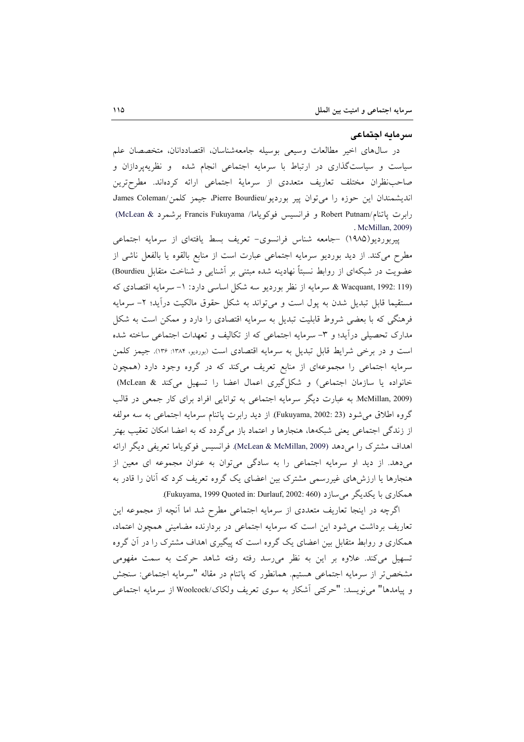## سرمایه اجتماعی

در سال‌های اخیر مطالعات وسیعی بوسیله جامعه‌شناسان، اقتصاددانان، متخصصان علم سیاست و سیاست‌گذاری در ارتباط با سرمایه اجتماعی انجام شده و نظریه‌پردازان و صاحب‌نظران مختلف تعاریف متعددی از سرمایهٔ اجتماعی ارائه کرده‌اند. مطرح‌ترین اندیشمندان این حوزه را می‌توان پیر بوردیو/Pierre Bourdieu، جیمز کلمن/James Coleman، رابرت پاتنام/Robert Putnam و فرانسیس فوکویاما/ Francis Fukuyama برشمرد (McLean & McMillan, 2009).

پیربوردیو(۱۹۸۵) -جامعه شناس فرانسوی- تعریف بسط یافته‌ای از سرمایه اجتماعی مطرح می‌کند. از دید بوردیو سرمایه اجتماعی عبارت است از منابع بالقوه یا بالفعل ناشی از عضویت در شبکه‌ای از روابط نسبتاً نهادینه شده مبتنی بر آشنایی و شناخت متقابل (Bourdieu & Wacquant, 1992: 119). سرمایه از نظر بوردیو سه شکل اساسی دارد: ۱- سرمایه اقتصادی که مستقیما قابل تبدیل شدن به پول است و می‌تواند به شکل حقوق مالکیت درآید؛ ۲- سرمایه فرهنگی که با بعضی شروط قابلیت تبدیل به سرمایه اقتصادی را دارد و ممکن است به شکل مدارک تحصیلی درآید؛ و ۳- سرمایه اجتماعی که از تکالیف و تعهدات اجتماعی ساخته شده است و در برخی شرایط قابل تبدیل به سرمایه اقتصادی است (بوردیو، ۱۳۸۴: ۱۳۶). جیمز کلمن سرمایه اجتماعی را مجموعه‌ای از منابع تعریف می‌کند که در گروه وجود دارد (همچون خانواده یا سازمان اجتماعی) و شکل‌گیری اعمال اعضا را تسهیل می‌کند (McLean & McMillan, 2009). به عبارت دیگر سرمایه اجتماعی به توانایی افراد برای کار جمعی در قالب گروه اطلاق می‌شود (Fukuyama, 2002: 23). از دید رابرت پاتنام سرمایه اجتماعی به سه مولفه از زندگی اجتماعی یعنی شبکه‌ها، هنجارها و اعتماد باز می‌گردد که به اعضا امکان تعقیب بهتر اهداف مشترک را می‌دهد (McLean & McMillan, 2009). فرانسیس فوکویاما تعریفی دیگر ارائه می‌دهد. از دید او سرمایه اجتماعی را به سادگی می‌توان به عنوان مجموعه ای معین از هنجارها یا ارزش‌های غیررسمی مشترک بین اعضای یک گروه تعریف کرد که آنان را قادر به همکاری با یکدیگر می‌سازد (Fukuyama, 1999 Quoted in: Durlauf, 2002: 460).

اگرچه در اینجا تعاریف متعددی از سرمایه اجتماعی مطرح شد اما آنچه از مجموعه این تعاریف برداشت می‌شود این است که سرمایه اجتماعی در بردارنده مضامینی همچون اعتماد، همکاری و روابط متقابل بین اعضای یک گروه است که پیگیری اهداف مشترک را در آن گروه تسهیل می‌کند. علاوه بر این به نظر می‌رسد رفته رفته شاهد حرکت به سمت مفهومی مشخص‌تر از سرمایه اجتماعی هستیم. همانطور که پاتنام در مقاله "سرمایه اجتماعی: سنجش و پیامدها" می‌نویسد: "حرکتی آشکار به سوی تعریف ولکاک/Woolcock از سرمایه اجتماعی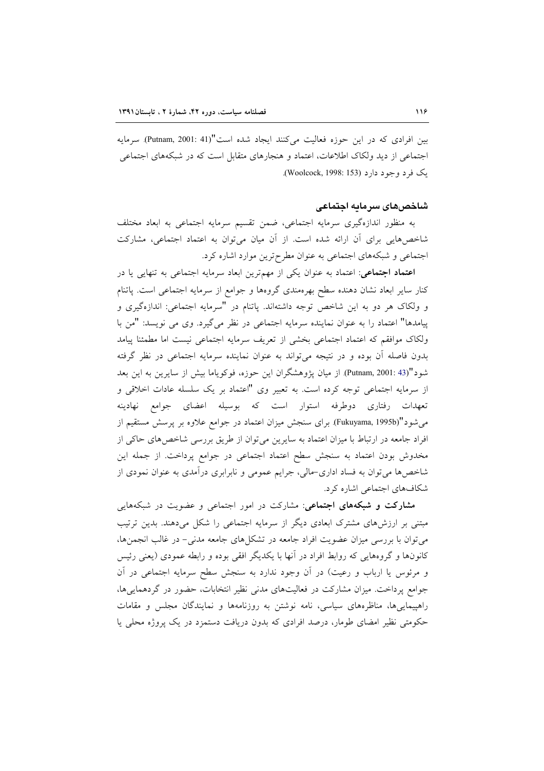بین افرادی که در این حوزه فعالیت می‌کنند ایجاد شده است"(Putnam, 2001: 41). سرمایه اجتماعی از دید ولکاک اطلاعات، اعتماد و هنجارهای متقابل است که در شبکه‌های اجتماعی یک فرد وجود دارد (Woolcock, 1998: 153).

## شاخص‌های سرمایه اجتماعی

به منظور اندازه‌گیری سرمایه اجتماعی، ضمن تقسیم سرمایه اجتماعی به ابعاد مختلف شاخص‌هایی برای آن ارائه شده است. از آن میان می‌توان به اعتماد اجتماعی، مشارکت اجتماعی و شبکه‌های اجتماعی به عنوان مطرح‌ترین موارد اشاره کرد.

**اعتماد اجتماعی**: اعتماد به عنوان یکی از مهم‌ترین ابعاد سرمایه اجتماعی به تنهایی یا در کنار سایر ابعاد نشان دهنده سطح بهره‌مندی گروه‌ها و جوامع از سرمایه اجتماعی است. پاتنام و ولکاک هر دو به این شاخص توجه داشته‌اند. پاتنام در "سرمایه اجتماعی: اندازه‌گیری و پیامدها" اعتماد را به عنوان نماینده سرمایه اجتماعی در نظر می‌گیرد. وی می نویسد: "من با ولکاک موافقم که اعتماد اجتماعی بخشی از تعریف سرمایه اجتماعی نیست اما مطمئنا پیامد بدون فاصله آن بوده و در نتیجه می‌تواند به عنوان نماینده سرمایه اجتماعی در نظر گرفته شود"(Putnam, 2001: 43). از میان پژوهشگران این حوزه، فوکویاما بیش از سایرین به این بعد از سرمایه اجتماعی توجه کرده است. به تعبیر وی "اعتماد بر یک سلسله عادات اخلاقی و تعهدات رفتاری دوطرفه استوار است که بوسیله اعضای جوامع نهادینه می‌شود"(Fukuyama, 1995b). برای سنجش میزان اعتماد در جوامع علاوه بر پرسش مستقیم از افراد جامعه در ارتباط با میزان اعتماد به سایرین می‌توان از طریق بررسی شاخص‌های حاکی از مخدوش بودن اعتماد به سنجش سطح اعتماد اجتماعی در جوامع پرداخت. از جمله این شاخص‌ها می‌توان به فساد اداری-مالی، جرایم عمومی و نابرابری درآمدی به عنوان نمودی از شکاف‌های اجتماعی اشاره کرد.

**مشارکت و شبکه‌های اجتماعی**: مشارکت در امور اجتماعی و عضویت در شبکه‌هایی مبتنی بر ارزش‌های مشترک ابعادی دیگر از سرمایه اجتماعی را شکل می‌دهند. بدین ترتیب می‌توان با بررسی میزان عضویت افراد جامعه در تشکل‌های جامعه مدنی- در غالب انجمن‌ها، کانون‌ها و گروه‌هایی که روابط افراد در آنها با یکدیگر افقی بوده و رابطه عمودی (یعنی رئیس و مرئوس یا ارباب و رعیت) در آن وجود ندارد به سنجش سطح سرمایه اجتماعی در آن جوامع پرداخت. میزان مشارکت در فعالیت‌های مدنی نظیر انتخابات، حضور در گردهمایی‌ها، راهپیمایی‌ها، مناظره‌های سیاسی، نامه نوشتن به روزنامه‌ها و نمایندگان مجلس و مقامات حکومتی نظیر امضای طومار، درصد افرادی که بدون دریافت دستمزد در یک پروژه محلی یا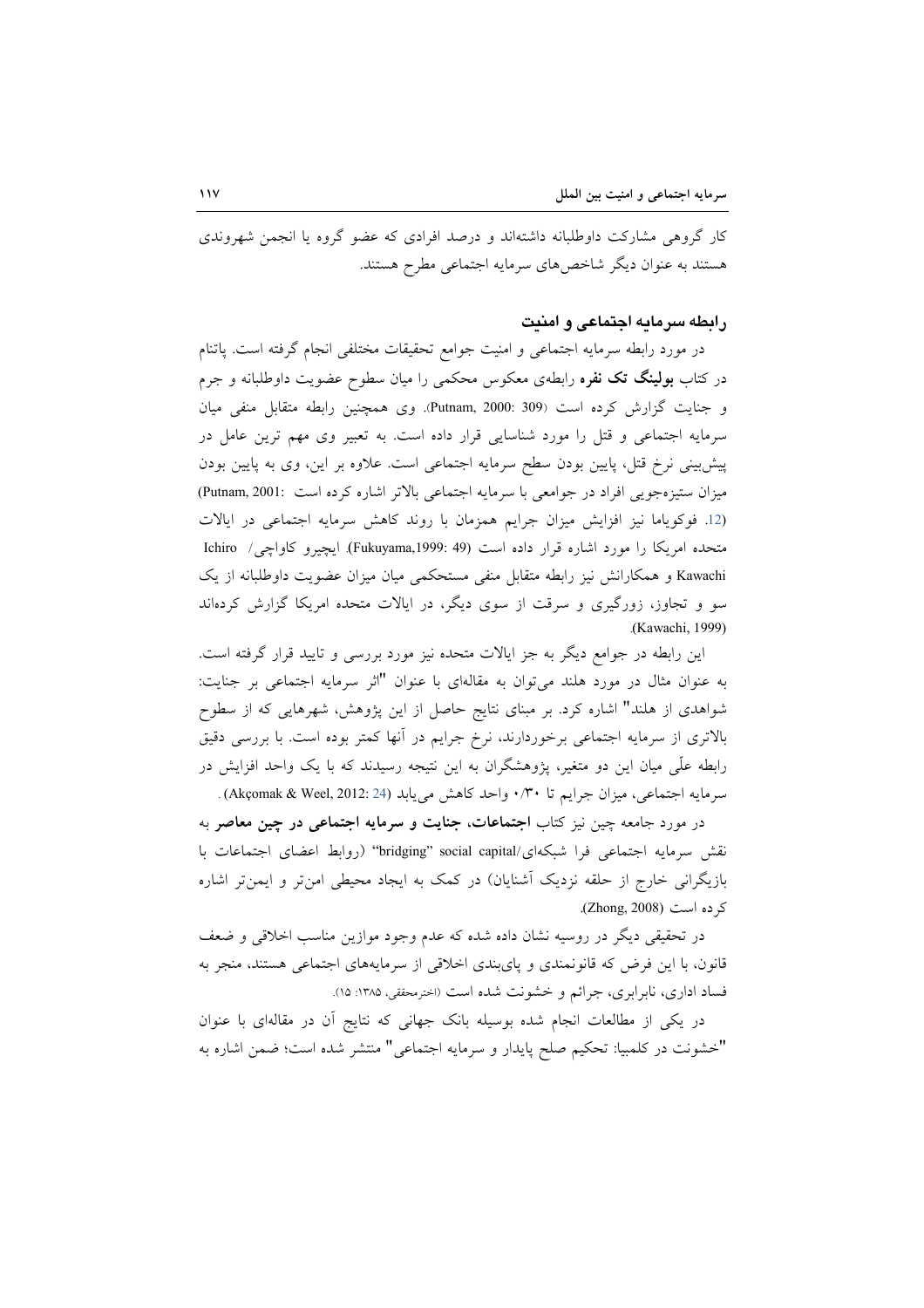کار گروهی مشارکت داوطلبانه داشته‌اند و درصد افرادی که عضو گروه یا انجمن شهروندی هستند به عنوان دیگر شاخص‌های سرمایه اجتماعی مطرح هستند.

### رابطه سرمایه اجتماعی و امنیت

در مورد رابطه سرمایه اجتماعی و امنیت جوامع تحقیقات مختلفی انجام گرفته است. پاتنام در کتاب **بولینگ تک نفره** رابطه‌ی معکوس محکمی را میان سطوح عضویت داوطلبانه و جرم و جنایت گزارش کرده است (Putnam, 2000: 309). وی همچنین رابطه متقابل منفی میان سرمایه اجتماعی و قتل را مورد شناسایی قرار داده است. به تعبیر وی مهم ترین عامل در پیش‌بینی نرخ قتل، پایین بودن سطح سرمایه اجتماعی است. علاوه بر این، وی به پایین بودن میزان ستیزه‌جویی افراد در جوامعی با سرمایه اجتماعی بالاتر اشاره کرده است (Putnam, 2001: 12). فوکویاما نیز افزایش میزان جرایم همزمان با روند کاهش سرمایه اجتماعی در ایالات متحده امریکا را مورد اشاره قرار داده است (Fukuyama,1999: 49). ایچیرو کاواچی/ Ichiro Kawachi و همکارانش نیز رابطه متقابل منفی مستحکمی میان میزان عضویت داوطلبانه از یک سو و تجاوز، زورگیری و سرقت از سوی دیگر، در ایالات متحده امریکا گزارش کرده‌اند (Kawachi, 1999).

این رابطه در جوامع دیگر به جز ایالات متحده نیز مورد بررسی و تایید قرار گرفته است. به عنوان مثال در مورد هلند می‌توان به مقاله‌ای با عنوان "اثر سرمایه اجتماعی بر جنایت: شواهدی از هلند" اشاره کرد. بر مبنای نتایج حاصل از این پژوهش، شهرهایی که از سطوح بالاتری از سرمایه اجتماعی برخوردارند، نرخ جرایم در آنها کمتر بوده است. با بررسی دقیق رابطه علّی میان این دو متغیر، پژوهشگران به این نتیجه رسیدند که با یک واحد افزایش در سرمایه اجتماعی، میزان جرایم تا ۰/۳۰ واحد کاهش می‌یابد (Akçomak & Weel, 2012: 24).

در مورد جامعه چین نیز کتاب **اجتماعات، جنایت و سرمایه اجتماعی در چین معاصر** به نقش سرمایه اجتماعی فرا شبکه‌ای/"bridging" social capital (روابط اعضای اجتماعات با بازیگرانی خارج از حلقه نزدیک آشنایان) در کمک به ایجاد محیطی امن‌تر و ایمن‌تر اشاره کرده است (Zhong, 2008).

در تحقیقی دیگر در روسیه نشان داده شده که عدم وجود موازین مناسب اخلاقی و ضعف قانون، با این فرض که قانونمندی و پایبندی اخلاقی از سرمایه‌های اجتماعی هستند، منجر به فساد اداری، نابرابری، جرائم و خشونت شده است (اخترمحققی، ۱۳۸۵: ۱۵).

در یکی از مطالعات انجام شده بوسیله بانک جهانی که نتایج آن در مقاله‌ای با عنوان "خشونت در کلمبیا: تحکیم صلح پایدار و سرمایه اجتماعی" منتشر شده است؛ ضمن اشاره به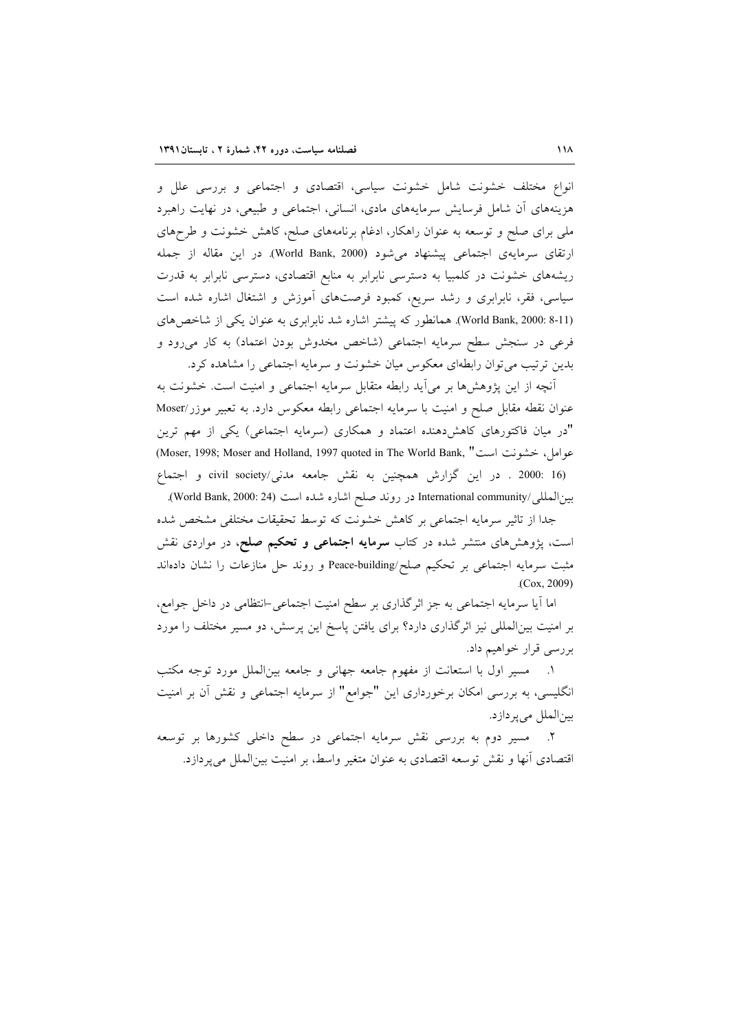انواع مختلف خشونت شامل خشونت سیاسی، اقتصادی و اجتماعی و بررسی علل و هزینه‌های آن شامل فرسایش سرمایه‌های مادی، انسانی، اجتماعی و طبیعی، در نهایت راهبرد ملی برای صلح و توسعه به عنوان راهکار، ادغام برنامه‌های صلح، کاهش خشونت و طرح‌های ارتقای سرمایه‌ی اجتماعی پیشنهاد می‌شود (World Bank, 2000). در این مقاله از جمله ریشه‌های خشونت در کلمبیا به دسترسی نابرابر به منابع اقتصادی، دسترسی نابرابر به قدرت سیاسی، فقر، نابرابری و رشد سریع، کمبود فرصت‌های آموزش و اشتغال اشاره شده است (World Bank, 2000: 8-11). همانطور که پیشتر اشاره شد نابرابری به عنوان یکی از شاخص‌های فرعی در سنجش سطح سرمایه اجتماعی (شاخص مخدوش بودن اعتماد) به کار می‌رود و بدین ترتیب می‌توان رابطه‌ای معکوس میان خشونت و سرمایه اجتماعی را مشاهده کرد.

آنچه از این پژوهش‌ها بر می‌آید رابطه متقابل سرمایه اجتماعی و امنیت است. خشونت به عنوان نقطه مقابل صلح و امنیت با سرمایه اجتماعی رابطه معکوس دارد. به تعبیر موزر/Moser "در میان فاکتورهای کاهش‌دهنده اعتماد و همکاری (سرمایه اجتماعی) یکی از مهم ترین عوامل، خشونت است" (Moser, 1998; Moser and Holland, 1997 quoted in The World Bank, 2000: 16) . در این گزارش همچنین به نقش جامعه مدنی/civil society و اجتماع بین‌المللی/International community در روند صلح اشاره شده است (World Bank, 2000: 24).

جدا از تاثیر سرمایه اجتماعی بر کاهش خشونت که توسط تحقیقات مختلفی مشخص شده است، پژوهش‌های منتشر شده در کتاب **سرمایه اجتماعی و تحکیم صلح**، در مواردی نقش مثبت سرمایه اجتماعی بر تحکیم صلح/Peace-building و روند حل منازعات را نشان داده‌اند (Cox, 2009).

اما آیا سرمایه اجتماعی به جز اثرگذاری بر سطح امنیت اجتماعی-انتظامی در داخل جوامع، بر امنیت بین‌المللی نیز اثرگذاری دارد؟ برای یافتن پاسخ این پرسش، دو مسیر مختلف را مورد بررسی قرار خواهیم داد.

۱. مسیر اول با استعانت از مفهوم جامعه جهانی و جامعه بین‌الملل مورد توجه مکتب انگلیسی، به بررسی امکان برخورداری این "جوامع" از سرمایه اجتماعی و نقش آن بر امنیت بین‌الملل می‌پردازد.

۲. مسیر دوم به بررسی نقش سرمایه اجتماعی در سطح داخلی کشورها بر توسعه اقتصادی آنها و نقش توسعه اقتصادی به عنوان متغیر واسط، بر امنیت بین‌الملل می‌پردازد.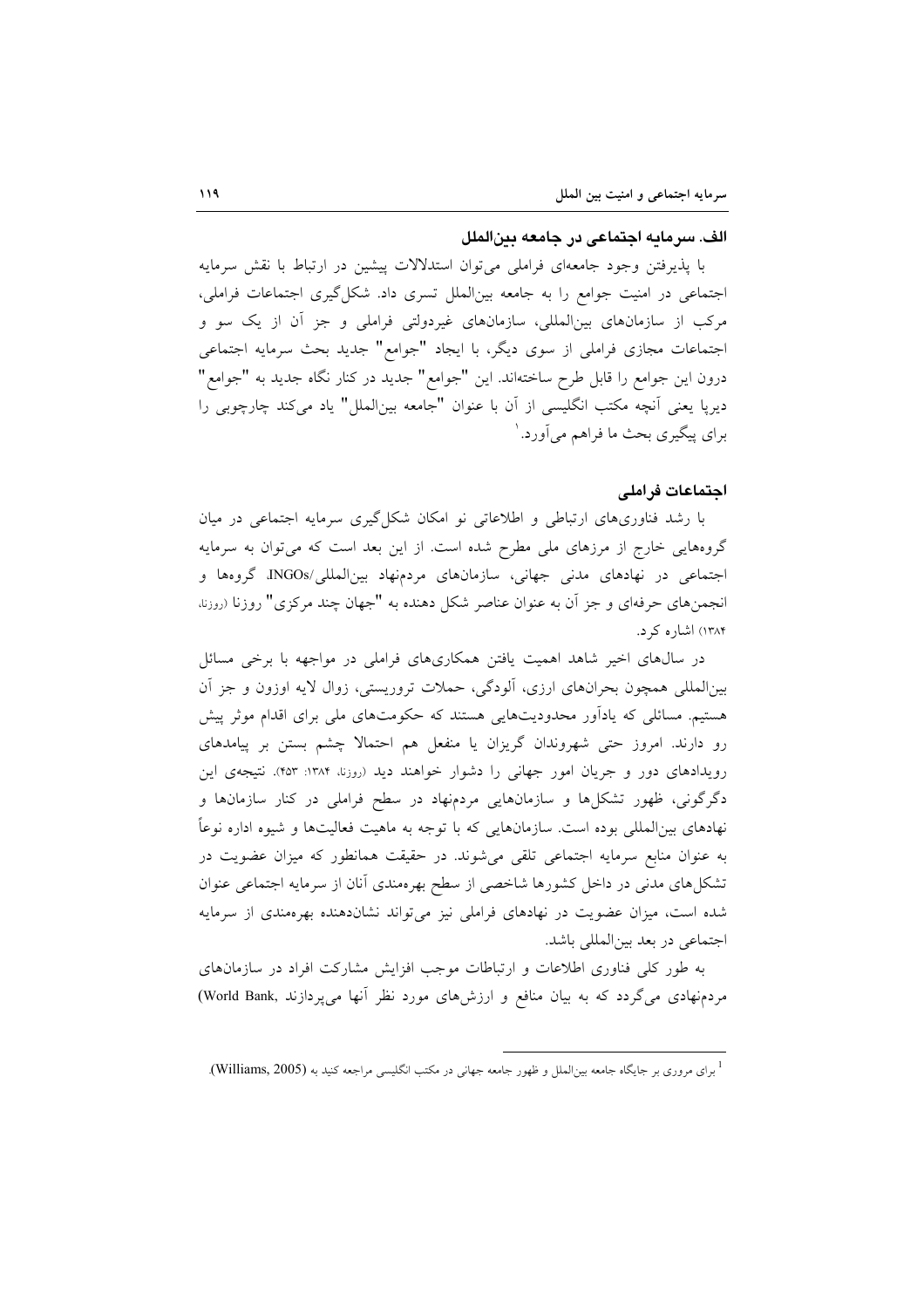## الف. سرمایه اجتماعی در جامعه بین‌الملل

با پذیرفتن وجود جامعه‌ای فراملی می‌توان استدلالات پیشین در ارتباط با نقش سرمایه اجتماعی در امنیت جوامع را به جامعه بین‌الملل تسری داد. شکل‌گیری اجتماعات فراملی، مرکب از سازمان‌های بین‌المللی، سازمان‌های غیردولتی فراملی و جز آن از یک سو و اجتماعات مجازی فراملی از سوی دیگر، با ایجاد "جوامع" جدید بحث سرمایه اجتماعی درون این جوامع را قابل طرح ساخته‌اند. این "جوامع" جدید در کنار نگاه جدید به "جوامع" دیرپا یعنی آنچه مکتب انگلیسی از آن با عنوان "جامعه بین‌الملل" یاد می‌کند چارچوبی را برای پیگیری بحث ما فراهم می‌آورد.[1]

### اجتماعات فراملی

با رشد فناوری‌های ارتباطی و اطلاعاتی نو امکان شکل‌گیری سرمایه اجتماعی در میان گروه‌هایی خارج از مرزهای ملی مطرح شده است. از این بعد است که می‌توان به سرمایه اجتماعی در نهادهای مدنی جهانی، سازمان‌های مردم‌نهاد بین‌المللی/INGOs، گروه‌ها و انجمن‌های حرفه‌ای و جز آن به عنوان عناصر شکل دهنده به "جهان چند مرکزی" روزنا (روزنا، ۱۳۸۴) اشاره کرد.

در سال‌های اخیر شاهد اهمیت یافتن همکاری‌های فراملی در مواجهه با برخی مسائل بین‌المللی همچون بحران‌های ارزی، آلودگی، حملات تروریستی، زوال لایه اوزون و جز آن هستیم. مسائلی که یادآور محدودیت‌هایی هستند که حکومت‌های ملی برای اقدام موثر پیش رو دارند. امروز حتی شهروندان گریزان یا منفعل هم احتمالا چشم بستن بر پیامدهای رویدادهای دور و جریان امور جهانی را دشوار خواهند دید (روزنا، ۱۳۸۴: ۴۵۳). نتیجه‌ی این دگرگونی، ظهور تشکل‌ها و سازمان‌هایی مردم‌نهاد در سطح فراملی در کنار سازمان‌ها و نهادهای بین‌المللی بوده است. سازمان‌هایی که با توجه به ماهیت فعالیت‌ها و شیوه اداره نوعاً به عنوان منابع سرمایه اجتماعی تلقی می‌شوند. در حقیقت همانطور که میزان عضویت در تشکل‌های مدنی در داخل کشورها شاخصی از سطح بهره‌مندی آنان از سرمایه اجتماعی عنوان شده است، میزان عضویت در نهادهای فراملی نیز می‌تواند نشان‌دهنده بهره‌مندی از سرمایه اجتماعی در بعد بین‌المللی باشد.

به طور کلی فناوری اطلاعات و ارتباطات موجب افزایش مشارکت افراد در سازمان‌های مردم‌نهادی می‌گردد که به بیان منافع و ارزش‌های مورد نظر آنها می‌پردازند (World Bank,

---

[1] برای مروری بر جایگاه جامعه بین‌الملل و ظهور جامعه جهانی در مکتب انگلیسی مراجعه کنید به (Williams, 2005).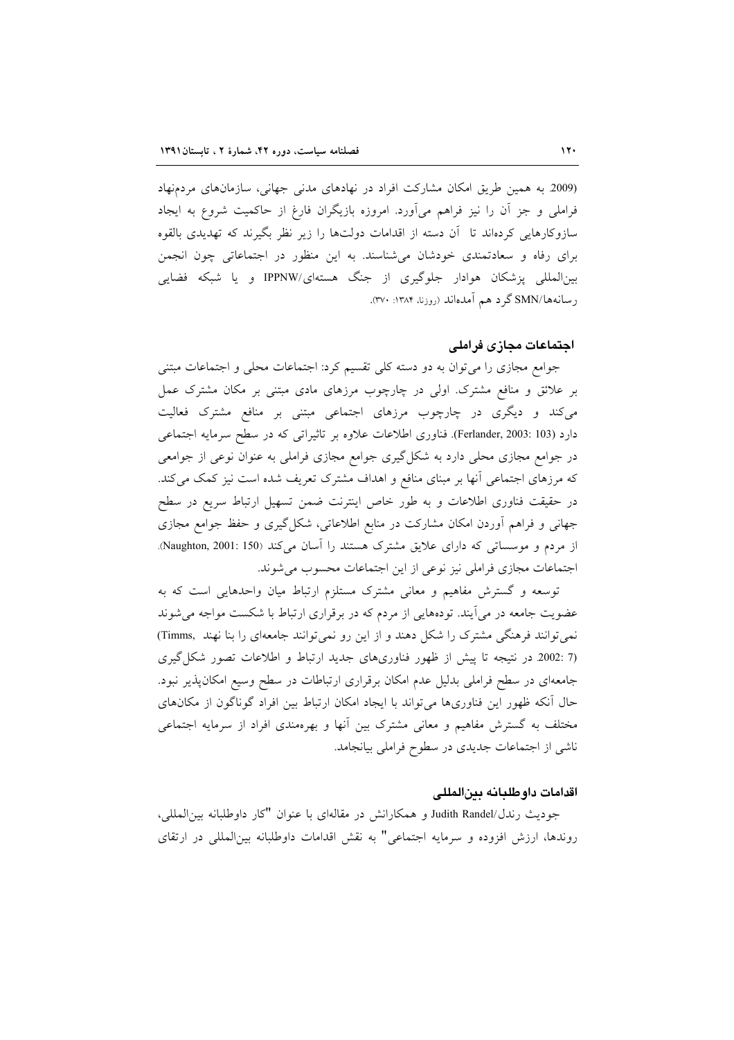(2009. به همین طریق امکان مشارکت افراد در نهادهای مدنی جهانی، سازمان‌های مردم‌نهاد فراملی و جز آن را نیز فراهم می‌آورد. امروزه بازیگران فارغ از حاکمیت شروع به ایجاد سازوکارهایی کرده‌اند تا آن دسته از اقدامات دولت‌ها را زیر نظر بگیرند که تهدیدی بالقوه برای رفاه و سعادتمندی خودشان می‌شناسند. به این منظور در اجتماعاتی چون انجمن بین‌المللی پزشکان هوادار جلوگیری از جنگ هسته‌ای/IPPNW و یا شبکه فضایی رسانه‌ها/SMN گرد هم آمده‌اند (روزنا، ۱۳۸۴: ۳۷۰).

## اجتماعات مجازی فراملی

جوامع مجازی را می‌توان به دو دسته کلی تقسیم کرد: اجتماعات محلی و اجتماعات مبتنی بر علائق و منافع مشترک. اولی در چارچوب مرزهای مادی مبتنی بر مکان مشترک عمل می‌کند و دیگری در چارچوب مرزهای اجتماعی مبتنی بر منافع مشترک فعالیت دارد (Ferlander, 2003: 103). فناوری اطلاعات علاوه بر تاثیراتی که در سطح سرمایه اجتماعی در جوامع مجازی محلی دارد به شکل‌گیری جوامع مجازی فراملی به عنوان نوعی از جوامعی که مرزهای اجتماعی آنها بر مبنای منافع و اهداف مشترک تعریف شده است نیز کمک می‌کند. در حقیقت فناوری اطلاعات و به طور خاص اینترنت ضمن تسهیل ارتباط سریع در سطح جهانی و فراهم آوردن امکان مشارکت در منابع اطلاعاتی، شکل‌گیری و حفظ جوامع مجازی از مردم و موسساتی که دارای علایق مشترک هستند را آسان می‌کند (Naughton, 2001: 150). اجتماعات مجازی فراملی نیز نوعی از این اجتماعات محسوب می‌شوند.

توسعه و گسترش مفاهیم و معانی مشترک مستلزم ارتباط میان واحدهایی است که به عضویت جامعه در می‌آیند. توده‌هایی از مردم که در برقراری ارتباط با شکست مواجه می‌شوند نمی‌توانند فرهنگی مشترک را شکل دهند و از این رو نمی‌توانند جامعه‌ای را بنا نهند (Timms, 2002: 7). در نتیجه تا پیش از ظهور فناوری‌های جدید ارتباط و اطلاعات تصور شکل‌گیری جامعه‌ای در سطح فراملی بدلیل عدم امکان برقراری ارتباطات در سطح وسیع امکان‌پذیر نبود. حال آنکه ظهور این فناوری‌ها می‌تواند با ایجاد امکان ارتباط بین افراد گوناگون از مکان‌های مختلف به گسترش مفاهیم و معانی مشترک بین آنها و بهره‌مندی افراد از سرمایه اجتماعی ناشی از اجتماعات جدیدی در سطوح فراملی بیانجامد.

## اقدامات داوطلبانه بین‌المللی

جودیث رندل/Judith Randel و همکارانش در مقاله‌ای با عنوان "کار داوطلبانه بین‌المللی، روندها، ارزش افزوده و سرمایه اجتماعی" به نقش اقدامات داوطلبانه بین‌المللی در ارتقای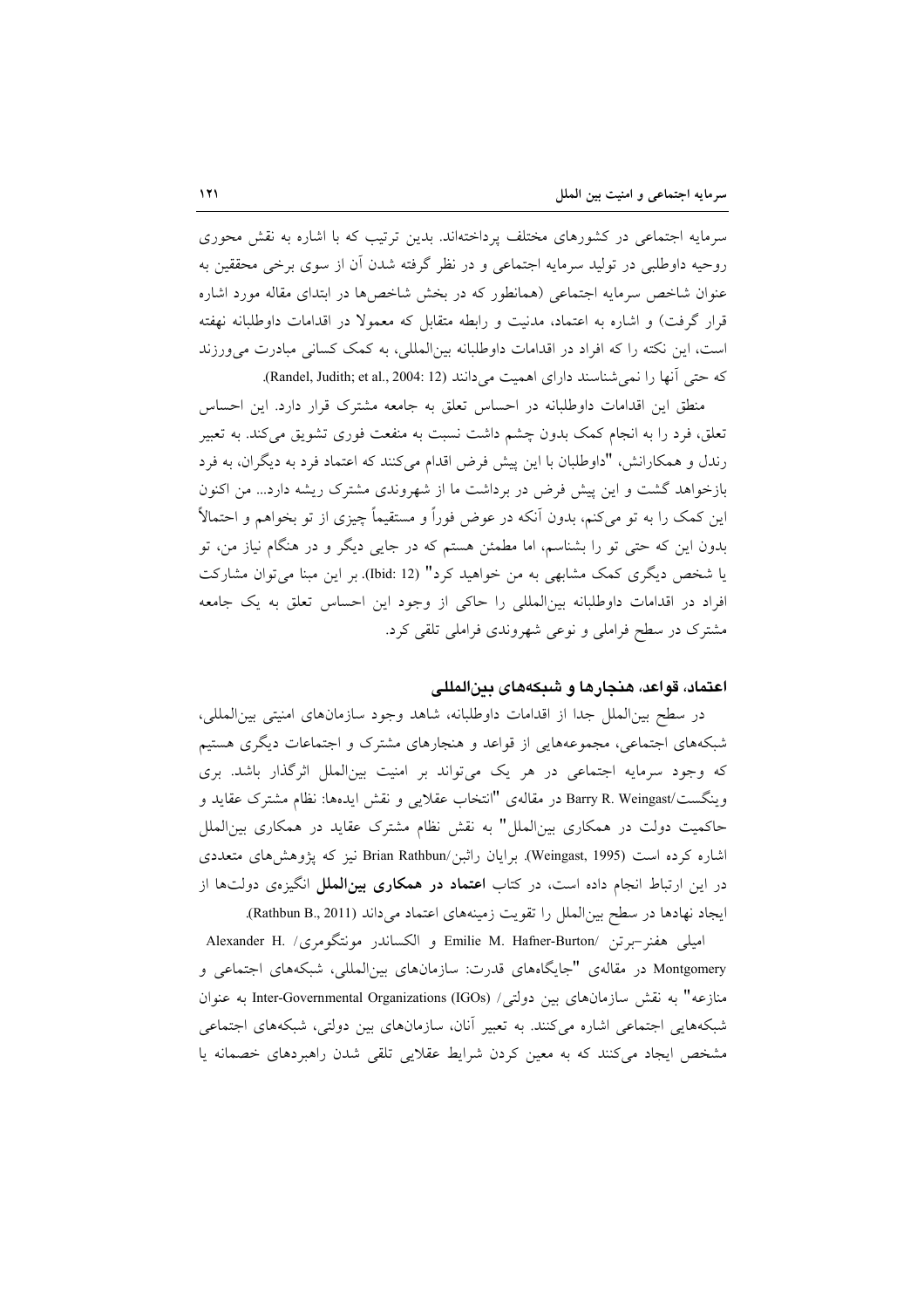سرمایه اجتماعی در کشورهای مختلف پرداخته‌اند. بدین ترتیب که با اشاره به نقش محوری روحیه داوطلبی در تولید سرمایه اجتماعی و در نظر گرفته شدن آن از سوی برخی محققین به عنوان شاخص سرمایه اجتماعی (همانطور که در بخش شاخص‌ها در ابتدای مقاله مورد اشاره قرار گرفت) و اشاره به اعتماد، مدنیت و رابطه متقابل که معمولا در اقدامات داوطلبانه نهفته است، این نکته را که افراد در اقدامات داوطلبانه بین‌المللی، به کمک کسانی مبادرت می‌ورزند که حتی آنها را نمی‌شناسند دارای اهمیت می‌دانند (Randel, Judith; et al., 2004: 12).

منطق این اقدامات داوطلبانه در احساس تعلق به جامعه مشترک قرار دارد. این احساس تعلق، فرد را به انجام کمک بدون چشم داشت نسبت به منفعت فوری تشویق می‌کند. به تعبیر رندل و همکارانش، "داوطلبان با این پیش فرض اقدام می‌کنند که اعتماد فرد به دیگران، به فرد بازخواهد گشت و این پیش فرض در برداشت ما از شهروندی مشترک ریشه دارد... من اکنون این کمک را به تو می‌کنم، بدون آنکه در عوض فوراً و مستقیماً چیزی از تو بخواهم و احتمالاً بدون این که حتی تو را بشناسم، اما مطمئن هستم که در جایی دیگر و در هنگام نیاز من، تو یا شخص دیگری کمک مشابهی به من خواهید کرد" (Ibid: 12). بر این مبنا می‌توان مشارکت افراد در اقدامات داوطلبانه بین‌المللی را حاکی از وجود این احساس تعلق به یک جامعه مشترک در سطح فراملی و نوعی شهروندی فراملی تلقی کرد.

## اعتماد، قواعد، هنجارها و شبکه‌های بین‌المللی

در سطح بین‌الملل جدا از اقدامات داوطلبانه، شاهد وجود سازمان‌های امنیتی بین‌المللی، شبکه‌های اجتماعی، مجموعه‌هایی از قواعد و هنجارهای مشترک و اجتماعات دیگری هستیم که وجود سرمایه اجتماعی در هر یک می‌تواند بر امنیت بین‌الملل اثرگذار باشد. بری وینگست/Barry R. Weingast در مقاله‌ی "انتخاب عقلایی و نقش ایده‌ها: نظام مشترک عقاید و حاکمیت دولت در همکاری بین‌الملل" به نقش نظام مشترک عقاید در همکاری بین‌الملل اشاره کرده است (Weingast, 1995). برایان راثبن/Brian Rathbun نیز که پژوهش‌های متعددی در این ارتباط انجام داده است، در کتاب **اعتماد در همکاری بین‌الملل** انگیزه‌ی دولت‌ها از ایجاد نهادها در سطح بین‌الملل را تقویت زمینه‌های اعتماد می‌داند (Rathbun B., 2011).

امیلی هفنر-برتن /Emilie M. Hafner-Burton و الکساندر مونتگومری/ Alexander H. Montgomery در مقاله‌ی "جایگاه‌های قدرت: سازمان‌های بین‌المللی، شبکه‌های اجتماعی و منازعه" به نقش سازمان‌های بین دولتی/ Inter-Governmental Organizations (IGOs) به عنوان شبکه‌هایی اجتماعی اشاره می‌کنند. به تعبیر آنان، سازمان‌های بین دولتی، شبکه‌های اجتماعی مشخص ایجاد می‌کنند که به معین کردن شرایط عقلایی تلقی شدن راهبردهای خصمانه یا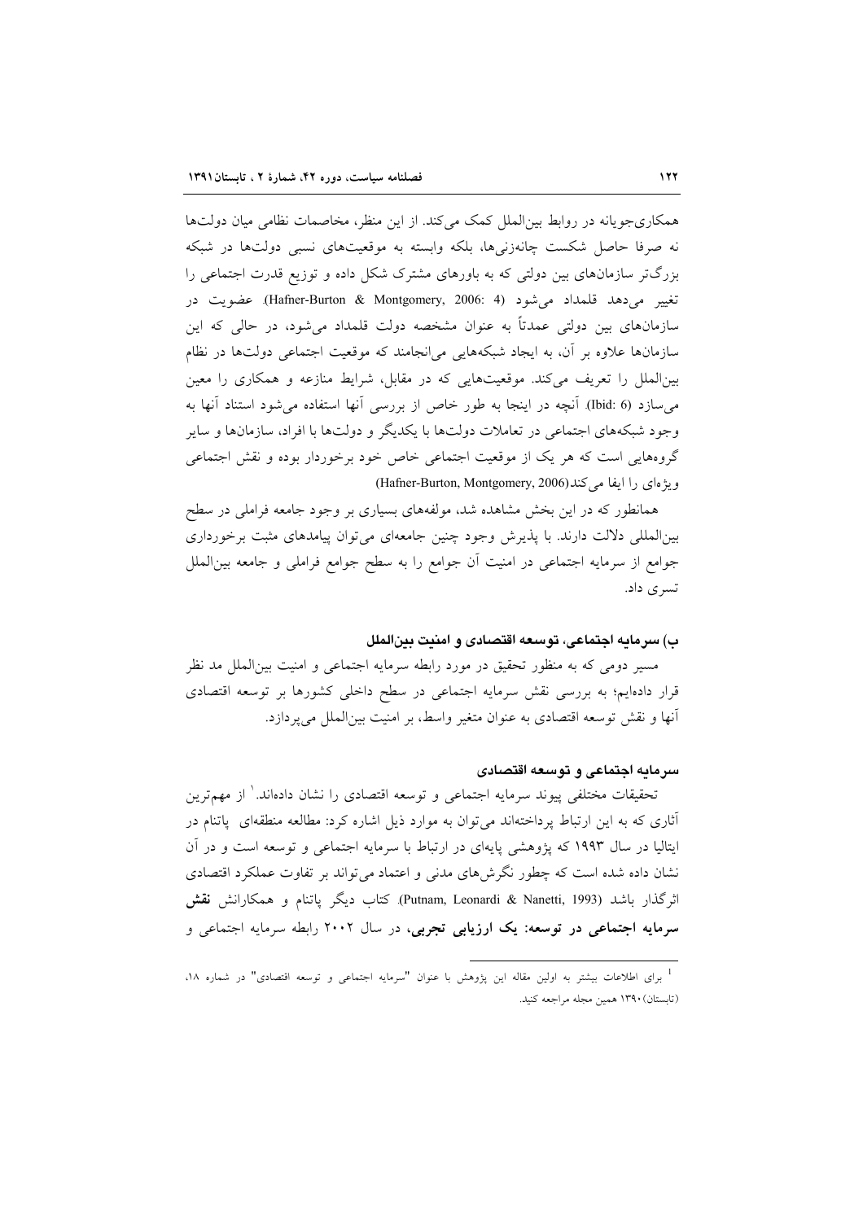همکاری‌جویانه در روابط بین‌الملل کمک می‌کند. از این منظر، مخاصمات نظامی میان دولت‌ها نه صرفا حاصل شکست چانه‌زنی‌ها، بلکه وابسته به موقعیت‌های نسبی دولت‌ها در شبکه بزرگ‌تر سازمان‌های بین دولتی که به باورهای مشترک شکل داده و توزیع قدرت اجتماعی را تغییر می‌دهد قلمداد می‌شود (Hafner-Burton & Montgomery, 2006: 4). عضویت در سازمان‌های بین دولتی عمدتاً به عنوان مشخصه دولت قلمداد می‌شود، در حالی که این سازمان‌ها علاوه بر آن، به ایجاد شبکه‌هایی می‌انجامند که موقعیت اجتماعی دولت‌ها در نظام بین‌الملل را تعریف می‌کند. موقعیت‌هایی که در مقابل، شرایط منازعه و همکاری را معین می‌سازد (Ibid: 6). آنچه در اینجا به طور خاص از بررسی آنها استفاده می‌شود استناد آنها به وجود شبکه‌های اجتماعی در تعاملات دولت‌ها با یکدیگر و دولت‌ها با افراد، سازمان‌ها و سایر گروه‌هایی است که هر یک از موقعیت اجتماعی خاص خود برخوردار بوده و نقش اجتماعی ویژه‌ای را ایفا می‌کند(Hafner-Burton, Montgomery, 2006)

همانطور که در این بخش مشاهده شد، مولفه‌های بسیاری بر وجود جامعه فراملی در سطح بین‌المللی دلالت دارند. با پذیرش وجود چنین جامعه‌ای می‌توان پیامدهای مثبت برخورداری جوامع از سرمایه اجتماعی در امنیت آن جوامع را به سطح جوامع فراملی و جامعه بین‌الملل تسری داد.

### ب) سرمایه اجتماعی، توسعه اقتصادی و امنیت بین‌الملل

مسیر دومی که به منظور تحقیق در مورد رابطه سرمایه اجتماعی و امنیت بین‌الملل مد نظر قرار داده‌ایم؛ به بررسی نقش سرمایه اجتماعی در سطح داخلی کشورها بر توسعه اقتصادی آنها و نقش توسعه اقتصادی به عنوان متغیر واسط، بر امنیت بین‌الملل می‌پردازد.

#### سرمایه اجتماعی و توسعه اقتصادی

تحقیقات مختلفی پیوند سرمایه اجتماعی و توسعه اقتصادی را نشان داده‌اند.[1] از مهم‌ترین آثاری که به این ارتباط پرداخته‌اند می‌توان به موارد ذیل اشاره کرد: مطالعه منطقه‌ای پاتنام در ایتالیا در سال ۱۹۹۳ که پژوهشی پایه‌ای در ارتباط با سرمایه اجتماعی و توسعه است و در آن نشان داده شده است که چطور نگرش‌های مدنی و اعتماد می‌تواند بر تفاوت عملکرد اقتصادی اثرگذار باشد (Putnam, Leonardi & Nanetti, 1993). کتاب دیگر پاتنام و همکارانش **نقش سرمایه اجتماعی در توسعه: یک ارزیابی تجربی**، در سال ۲۰۰۲ رابطه سرمایه اجتماعی و

---

[1] برای اطلاعات بیشتر به اولین مقاله این پژوهش با عنوان "سرمایه اجتماعی و توسعه اقتصادی" در شماره ۱۸، (تابستان) ۱۳۹۰ همین مجله مراجعه کنید.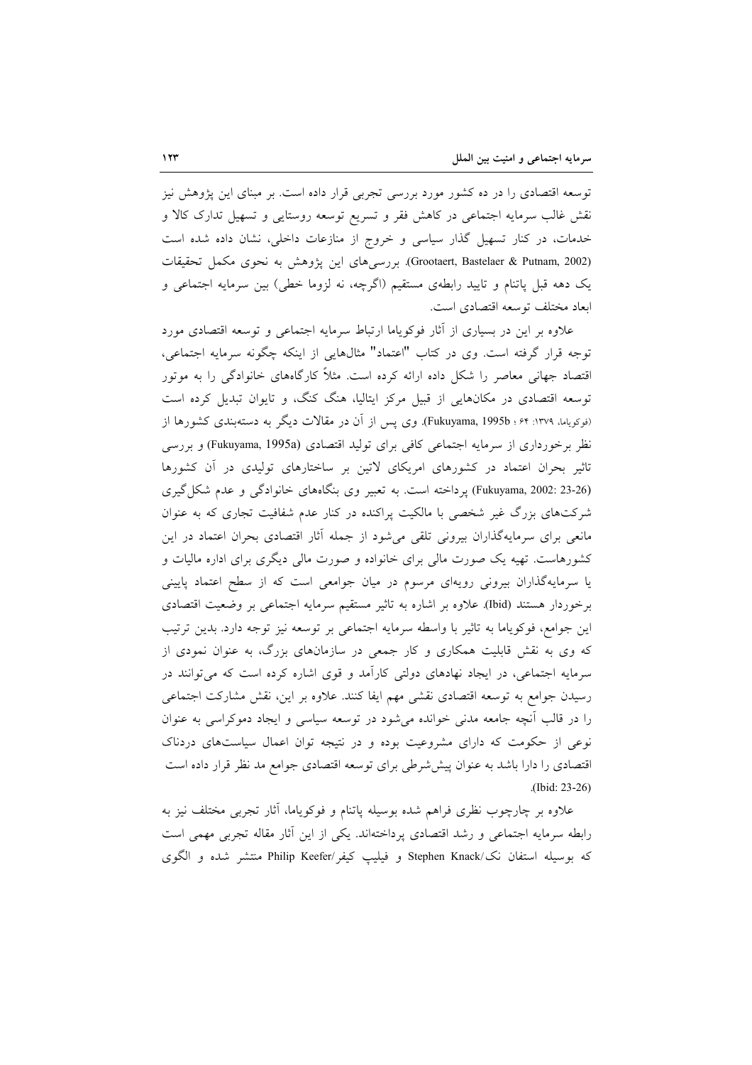توسعه اقتصادی را در ده کشور مورد بررسی تجربی قرار داده است. بر مبنای این پژوهش نیز نقش غالب سرمایه اجتماعی در کاهش فقر و تسریع توسعه روستایی و تسهیل تدارک کالا و خدمات، در کنار تسهیل گذار سیاسی و خروج از منازعات داخلی، نشان داده شده است (Grootaert, Bastelaer & Putnam, 2002). بررسی‌های این پژوهش به نحوی مکمل تحقیقات یک دهه قبل پاتنام و تایید رابطه‌ی مستقیم (اگرچه، نه لزوما خطی) بین سرمایه اجتماعی و ابعاد مختلف توسعه اقتصادی است.

علاوه بر این در بسیاری از آثار فوکویاما ارتباط سرمایه اجتماعی و توسعه اقتصادی مورد توجه قرار گرفته است. وی در کتاب "اعتماد" مثال‌هایی از اینکه چگونه سرمایه اجتماعی، اقتصاد جهانی معاصر را شکل داده ارائه کرده است. مثلاً کارگاه‌های خانوادگی را به موتور توسعه اقتصادی در مکان‌هایی از قبیل مرکز ایتالیا، هنگ کنگ، و تایوان تبدیل کرده است (فوکویاما، ۱۳۷۹: ۶۴ ؛ Fukuyama, 1995b). وی پس از آن در مقالات دیگر به دسته‌بندی کشورها از نظر برخورداری از سرمایه اجتماعی کافی برای تولید اقتصادی (Fukuyama, 1995a) و بررسی تاثیر بحران اعتماد در کشورهای امریکای لاتین بر ساختارهای تولیدی در آن کشورها (Fukuyama, 2002: 23-26) پرداخته است. به تعبیر وی بنگاه‌های خانوادگی و عدم شکل‌گیری شرکت‌های بزرگ غیر شخصی با مالکیت پراکنده در کنار عدم شفافیت تجاری که به عنوان مانعی برای سرمایه‌گذاران بیرونی تلقی می‌شود از جمله آثار اقتصادی بحران اعتماد در این کشورهاست. تهیه یک صورت مالی برای خانواده و صورت مالی دیگری برای اداره مالیات و یا سرمایه‌گذاران بیرونی رویه‌ای مرسوم در میان جوامعی است که از سطح اعتماد پایینی برخوردار هستند (Ibid). علاوه بر اشاره به تاثیر مستقیم سرمایه اجتماعی بر وضعیت اقتصادی این جوامع، فوکویاما به تاثیر با واسطه سرمایه اجتماعی بر توسعه نیز توجه دارد. بدین ترتیب که وی به نقش قابلیت همکاری و کار جمعی در سازمان‌های بزرگ، به عنوان نمودی از سرمایه اجتماعی، در ایجاد نهادهای دولتی کارآمد و قوی اشاره کرده است که می‌توانند در رسیدن جوامع به توسعه اقتصادی نقشی مهم ایفا کنند. علاوه بر این، نقش مشارکت اجتماعی را در قالب آنچه جامعه مدنی خوانده می‌شود در توسعه سیاسی و ایجاد دموکراسی به عنوان نوعی از حکومت که دارای مشروعیت بوده و در نتیجه توان اعمال سیاست‌های دردناک اقتصادی را دارا باشد به عنوان پیش‌شرطی برای توسعه اقتصادی جوامع مد نظر قرار داده است (Ibid: 23-26).

علاوه بر چارچوب نظری فراهم شده بوسیله پاتنام و فوکویاما، آثار تجربی مختلف نیز به رابطه سرمایه اجتماعی و رشد اقتصادی پرداخته‌اند. یکی از این آثار مقاله تجربی مهمی است که بوسیله استفان نک/Stephen Knack و فیلیپ کیفر/Philip Keefer منتشر شده و الگوی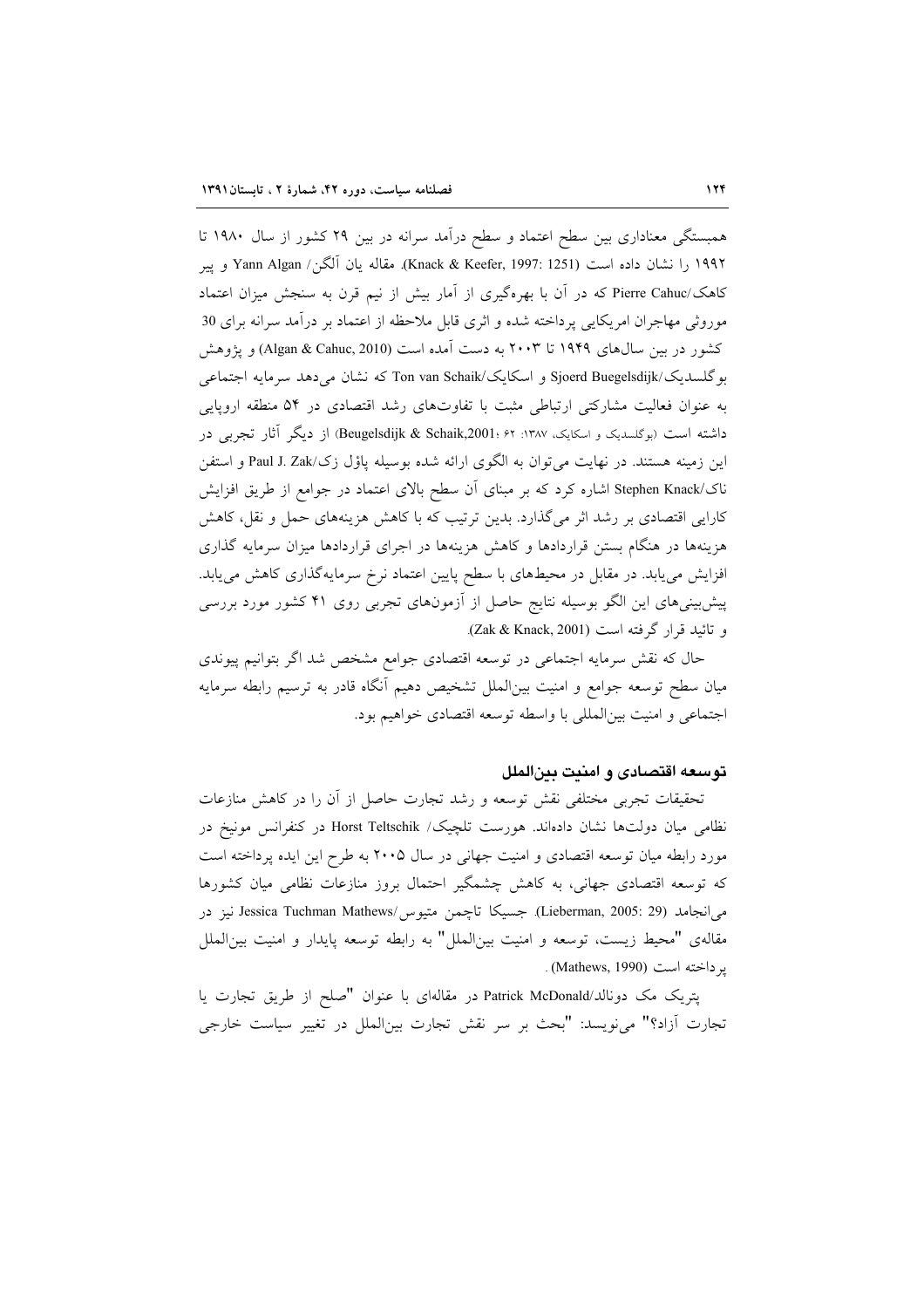همبستگی معناداری بین سطح اعتماد و سطح درآمد سرانه در بین ۲۹ کشور از سال ۱۹۸۰ تا ۱۹۹۲ را نشان داده است (Knack & Keefer, 1997: 1251). مقاله یان آلگن/ Yann Algan و پیر کاهک/Pierre Cahuc که در آن با بهره‌گیری از آمار بیش از نیم قرن به سنجش میزان اعتماد موروثی مهاجران امریکایی پرداخته شده و اثری قابل ملاحظه از اعتماد بر درآمد سرانه برای 30 کشور در بین سال‌های ۱۹۴۹ تا ۲۰۰۳ به دست آمده است (Algan & Cahuc, 2010) و پژوهش بوگلسدیک/Sjoerd Buegelsdijk و اسکایک/Ton van Schaik که نشان می‌دهد سرمایه اجتماعی به عنوان فعالیت مشارکتی ارتباطی مثبت با تفاوت‌های رشد اقتصادی در ۵۴ منطقه اروپایی داشته است (بوگلسدیک و اسکایک، ۱۳۸۷: ۶۲؛ Beugelsdijk & Schaik,2001) از دیگر آثار تجربی در این زمینه هستند. در نهایت می‌توان به الگوی ارائه شده بوسیله پاؤل زک/Paul J. Zak و استفن ناک/Stephen Knack اشاره کرد که بر مبنای آن سطح بالای اعتماد در جوامع از طریق افزایش کارایی اقتصادی بر رشد اثر می‌گذارد. بدین ترتیب که با کاهش هزینه‌های حمل و نقل، کاهش هزینه‌ها در هنگام بستن قراردادها و کاهش هزینه‌ها در اجرای قراردادها میزان سرمایه گذاری افزایش می‌یابد. در مقابل در محیط‌های با سطح پایین اعتماد نرخ سرمایه‌گذاری کاهش می‌یابد. پیش‌بینی‌های این الگو بوسیله نتایج حاصل از آزمون‌های تجربی روی ۴۱ کشور مورد بررسی و تائید قرار گرفته است (Zak & Knack, 2001).

حال که نقش سرمایه اجتماعی در توسعه اقتصادی جوامع مشخص شد اگر بتوانیم پیوندی میان سطح توسعه جوامع و امنیت بین‌الملل تشخیص دهیم آنگاه قادر به ترسیم رابطه سرمایه اجتماعی و امنیت بین‌المللی با واسطه توسعه اقتصادی خواهیم بود.

## توسعه اقتصادی و امنیت بین‌الملل

تحقیقات تجربی مختلفی نقش توسعه و رشد تجارت حاصل از آن را در کاهش منازعات نظامی میان دولت‌ها نشان داده‌اند. هورست تلچیک/ Horst Teltschik در کنفرانس مونیخ در مورد رابطه میان توسعه اقتصادی و امنیت جهانی در سال ۲۰۰۵ به طرح این ایده پرداخته است که توسعه اقتصادی جهانی، به کاهش چشمگیر احتمال بروز منازعات نظامی میان کشورها می‌انجامد (Lieberman, 2005: 29). جسیکا تاچمن متیوس/Jessica Tuchman Mathews نیز در مقاله‌ی "محیط زیست، توسعه و امنیت بین‌الملل" به رابطه توسعه پایدار و امنیت بین‌الملل پرداخته است (Mathews, 1990).

پتریک مک دونالد/Patrick McDonald در مقاله‌ای با عنوان "صلح از طریق تجارت یا تجارت آزاد؟" می‌نویسد: "بحث بر سر نقش تجارت بین‌الملل در تغییر سیاست خارجی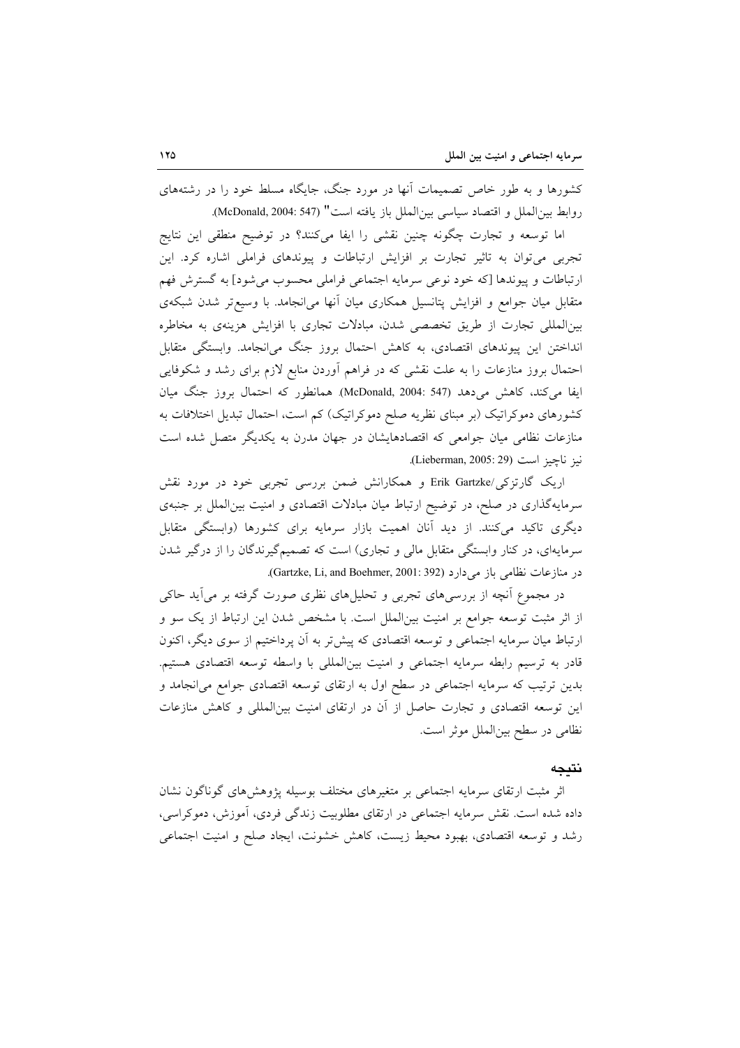کشورها و به طور خاص تصمیمات آنها در مورد جنگ، جایگاه مسلط خود را در رشته‌های روابط بین‌الملل و اقتصاد سیاسی بین‌الملل باز یافته است" (McDonald, 2004: 547).

اما توسعه و تجارت چگونه چنین نقشی را ایفا می‌کنند؟ در توضیح منطقی این نتایج تجربی می‌توان به تاثیر تجارت بر افزایش ارتباطات و پیوندهای فراملی اشاره کرد. این ارتباطات و پیوندها [که خود نوعی سرمایه اجتماعی فراملی محسوب می‌شود] به گسترش فهم متقابل میان جوامع و افزایش پتانسیل همکاری میان آنها می‌انجامد. با وسیع‌تر شدن شبکه‌ی بین‌المللی تجارت از طریق تخصصی شدن، مبادلات تجاری با افزایش هزینه‌ی به مخاطره انداختن این پیوندهای اقتصادی، به کاهش احتمال بروز جنگ می‌انجامد. وابستگی متقابل احتمال بروز منازعات را به علت نقشی که در فراهم آوردن منابع لازم برای رشد و شکوفایی ایفا می‌کند، کاهش می‌دهد (McDonald, 2004: 547). همانطور که احتمال بروز جنگ میان کشورهای دموکراتیک (بر مبنای نظریه صلح دموکراتیک) کم است، احتمال تبدیل اختلافات به منازعات نظامی میان جوامعی که اقتصادهایشان در جهان مدرن به یکدیگر متصل شده است نیز ناچیز است (Lieberman, 2005: 29).

اریک گارتزکی/Erik Gartzke و همکارانش ضمن بررسی تجربی خود در مورد نقش سرمایه‌گذاری در صلح، در توضیح ارتباط میان مبادلات اقتصادی و امنیت بین‌الملل بر جنبه‌ی دیگری تاکید می‌کنند. از دید آنان اهمیت بازار سرمایه برای کشورها (وابستگی متقابل سرمایه‌ای، در کنار وابستگی متقابل مالی و تجاری) است که تصمیم‌گیرندگان را از درگیر شدن در منازعات نظامی باز می‌دارد (Gartzke, Li, and Boehmer, 2001: 392).

در مجموع آنچه از بررسی‌های تجربی و تحلیل‌های نظری صورت گرفته بر می‌آید حاکی از اثر مثبت توسعه جوامع بر امنیت بین‌الملل است. با مشخص شدن این ارتباط از یک سو و ارتباط میان سرمایه اجتماعی و توسعه اقتصادی که پیش‌تر به آن پرداختیم از سوی دیگر، اکنون قادر به ترسیم رابطه سرمایه اجتماعی و امنیت بین‌المللی با واسطه توسعه اقتصادی هستیم. بدین ترتیب که سرمایه اجتماعی در سطح اول به ارتقای توسعه اقتصادی جوامع می‌انجامد و این توسعه اقتصادی و تجارت حاصل از آن در ارتقای امنیت بین‌المللی و کاهش منازعات نظامی در سطح بین‌الملل موثر است.

## نتیجه

اثر مثبت ارتقای سرمایه اجتماعی بر متغیرهای مختلف بوسیله پژوهش‌های گوناگون نشان داده شده است. نقش سرمایه اجتماعی در ارتقای مطلوبیت زندگی فردی، آموزش، دموکراسی، رشد و توسعه اقتصادی، بهبود محیط زیست، کاهش خشونت، ایجاد صلح و امنیت اجتماعی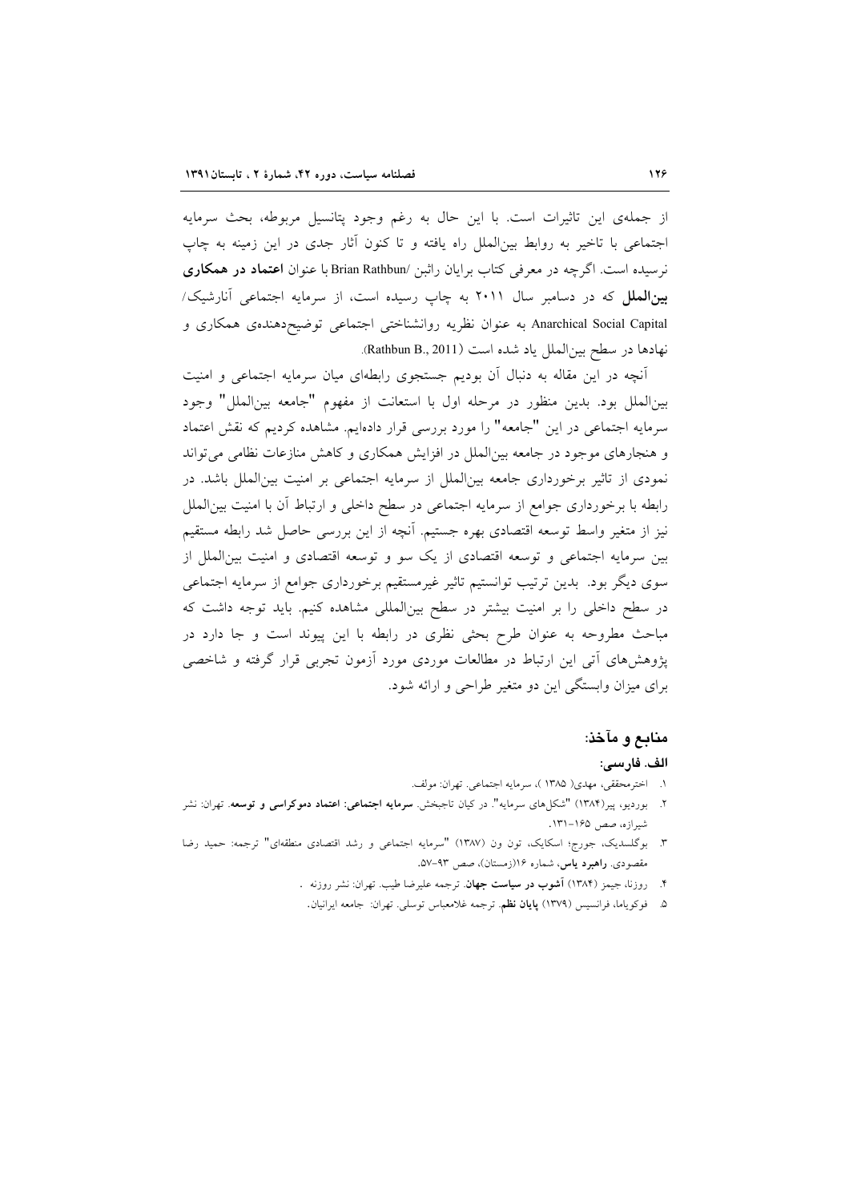از جمله‌ی این تاثیرات است. با این حال به رغم وجود پتانسیل مربوطه، بحث سرمایه اجتماعی با تاخیر به روابط بین‌الملل راه یافته و تا کنون آثار جدی در این زمینه به چاپ نرسیده است. اگرچه در معرفی کتاب برایان راثبن /Brian Rathbun با عنوان **اعتماد در همکاری بین‌الملل** که در دسامبر سال ۲۰۱۱ به چاپ رسیده است، از سرمایه اجتماعی آنارشیک/ Anarchical Social Capital به عنوان نظریه روانشناختی اجتماعی توضیح‌دهنده‌ی همکاری و نهادها در سطح بین‌الملل یاد شده است (Rathbun B., 2011).

آنچه در این مقاله به دنبال آن بودیم جستجوی رابطه‌ای میان سرمایه اجتماعی و امنیت بین‌الملل بود. بدین منظور در مرحله اول با استعانت از مفهوم "جامعه بین‌الملل" وجود سرمایه اجتماعی در این "جامعه" را مورد بررسی قرار داده‌ایم. مشاهده کردیم که نقش اعتماد و هنجارهای موجود در جامعه بین‌الملل در افزایش همکاری و کاهش منازعات نظامی می‌تواند نمودی از تاثیر برخورداری جامعه بین‌الملل از سرمایه اجتماعی بر امنیت بین‌الملل باشد. در رابطه با برخورداری جوامع از سرمایه اجتماعی در سطح داخلی و ارتباط آن با امنیت بین‌الملل نیز از متغیر واسط توسعه اقتصادی بهره جستیم. آنچه از این بررسی حاصل شد رابطه مستقیم بین سرمایه اجتماعی و توسعه اقتصادی از یک سو و توسعه اقتصادی و امنیت بین‌الملل از سوی دیگر بود. بدین ترتیب توانستیم تاثیر غیرمستقیم برخورداری جوامع از سرمایه اجتماعی در سطح داخلی را بر امنیت بیشتر در سطح بین‌المللی مشاهده کنیم. باید توجه داشت که مباحث مطروحه به عنوان طرح بحثی نظری در رابطه با این پیوند است و جا دارد در پژوهش‌های آتی این ارتباط در مطالعات موردی مورد آزمون تجربی قرار گرفته و شاخصی برای میزان وابستگی این دو متغیر طراحی و ارائه شود.

## منابع و مآخذ:

### الف. فارسی:

۱. اخترمحققی، مهدی( ۱۳۸۵ )، سرمایه اجتماعی. تهران: مولف.
۲. بوردیو، پیر(۱۳۸۴) "شکل‌های سرمایه". در کیان تاجبخش. **سرمایه اجتماعی: اعتماد دموکراسی و توسعه**. تهران: نشر شیرازه، صص ۱۶۵-۱۳۱.
۳. بوگلسدیک، جورج؛ اسکایک، تون ون (۱۳۸۷) "سرمایه اجتماعی و رشد اقتصادی منطقه‌ای" ترجمه: حمید رضا مقصودی. **راهبرد یاس**، شماره ۱۶(زمستان)، صص ۹۳-۵۷.
۴. روزنا، جیمز (۱۳۸۴) **آشوب در سیاست جهان**. ترجمه علیرضا طیب. تهران: نشر روزنه .
۵. فوکویاما، فرانسیس (۱۳۷۹) **پایان نظم**. ترجمه غلامعباس توسلی. تهران: جامعه ایرانیان.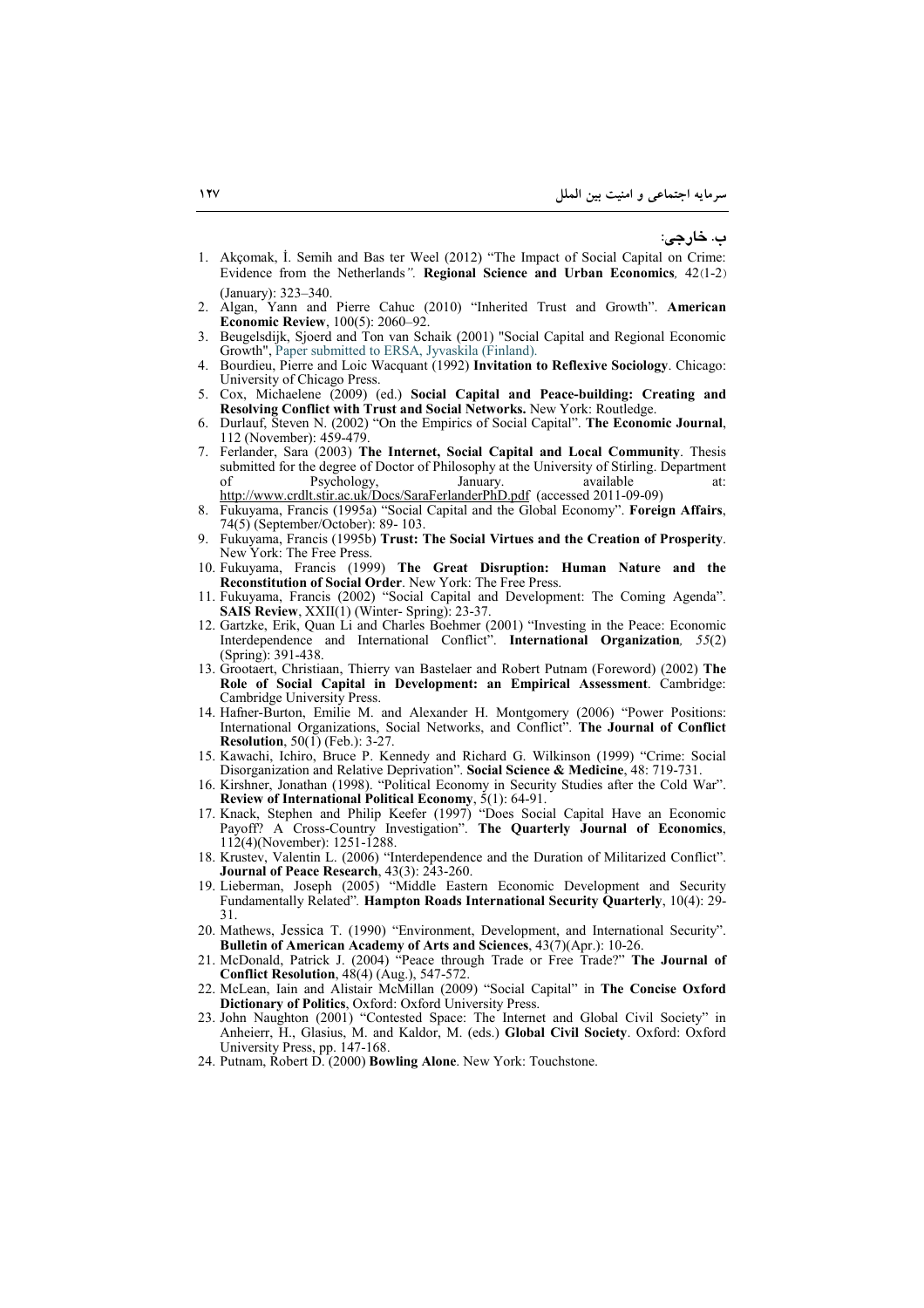### ب. خارجی:

1. Akçomak, İ. Semih and Bas ter Weel (2012) "The Impact of Social Capital on Crime: Evidence from the Netherlands". **Regional Science and Urban Economics**, 42(1-2) (January): 323–340.
2. Algan, Yann and Pierre Cahuc (2010) "Inherited Trust and Growth". **American Economic Review**, 100(5): 2060–92.
3. Beugelsdijk, Sjoerd and Ton van Schaik (2001) "Social Capital and Regional Economic Growth", Paper submitted to ERSA, Jyvaskila (Finland).
4. Bourdieu, Pierre and Loic Wacquant (1992) **Invitation to Reflexive Sociology**. Chicago: University of Chicago Press.
5. Cox, Michaelene (2009) (ed.) **Social Capital and Peace-building: Creating and Resolving Conflict with Trust and Social Networks.** New York: Routledge.
6. Durlauf, Steven N. (2002) "On the Empirics of Social Capital". **The Economic Journal**, 112 (November): 459-479.
7. Ferlander, Sara (2003) **The Internet, Social Capital and Local Community**. Thesis submitted for the degree of Doctor of Philosophy at the University of Stirling. Department of Psychology, January. available at: http://www.crdlt.stir.ac.uk/Docs/SaraFerlanderPhD.pdf (accessed 2011-09-09)
8. Fukuyama, Francis (1995a) "Social Capital and the Global Economy". **Foreign Affairs**, 74(5) (September/October): 89- 103.
9. Fukuyama, Francis (1995b) **Trust: The Social Virtues and the Creation of Prosperity**. New York: The Free Press.
10. Fukuyama, Francis (1999) **The Great Disruption: Human Nature and the Reconstitution of Social Order**. New York: The Free Press.
11. Fukuyama, Francis (2002) "Social Capital and Development: The Coming Agenda". **SAIS Review**, XXII(1) (Winter- Spring): 23-37.
12. Gartzke, Erik, Quan Li and Charles Boehmer (2001) "Investing in the Peace: Economic Interdependence and International Conflict". **International Organization**, *55*(2) (Spring): 391-438.
13. Grootaert, Christiaan, Thierry van Bastelaer and Robert Putnam (Foreword) (2002) **The Role of Social Capital in Development: an Empirical Assessment**. Cambridge: Cambridge University Press.
14. Hafner-Burton, Emilie M. and Alexander H. Montgomery (2006) "Power Positions: International Organizations, Social Networks, and Conflict". **The Journal of Conflict Resolution**, 50(1) (Feb.): 3-27.
15. Kawachi, Ichiro, Bruce P. Kennedy and Richard G. Wilkinson (1999) "Crime: Social Disorganization and Relative Deprivation". **Social Science & Medicine**, 48: 719-731.
16. Kirshner, Jonathan (1998). "Political Economy in Security Studies after the Cold War". **Review of International Political Economy**, 5(1): 64-91.
17. Knack, Stephen and Philip Keefer (1997) "Does Social Capital Have an Economic Payoff? A Cross-Country Investigation". **The Quarterly Journal of Economics**, 112(4)(November): 1251-1288.
18. Krustev, Valentin L. (2006) "Interdependence and the Duration of Militarized Conflict". **Journal of Peace Research**, 43(3): 243-260.
19. Lieberman, Joseph (2005) "Middle Eastern Economic Development and Security Fundamentally Related". **Hampton Roads International Security Quarterly**, 10(4): 29-31.
20. Mathews, Jessica T. (1990) "Environment, Development, and International Security". **Bulletin of American Academy of Arts and Sciences**, 43(7)(Apr.): 10-26.
21. McDonald, Patrick J. (2004) "Peace through Trade or Free Trade?" **The Journal of Conflict Resolution**, 48(4) (Aug.), 547-572.
22. McLean, Iain and Alistair McMillan (2009) "Social Capital" in **The Concise Oxford Dictionary of Politics**, Oxford: Oxford University Press.
23. John Naughton (2001) "Contested Space: The Internet and Global Civil Society" in Anheierr, H., Glasius, M. and Kaldor, M. (eds.) **Global Civil Society**. Oxford: Oxford University Press, pp. 147-168.
24. Putnam, Robert D. (2000) **Bowling Alone**. New York: Touchstone.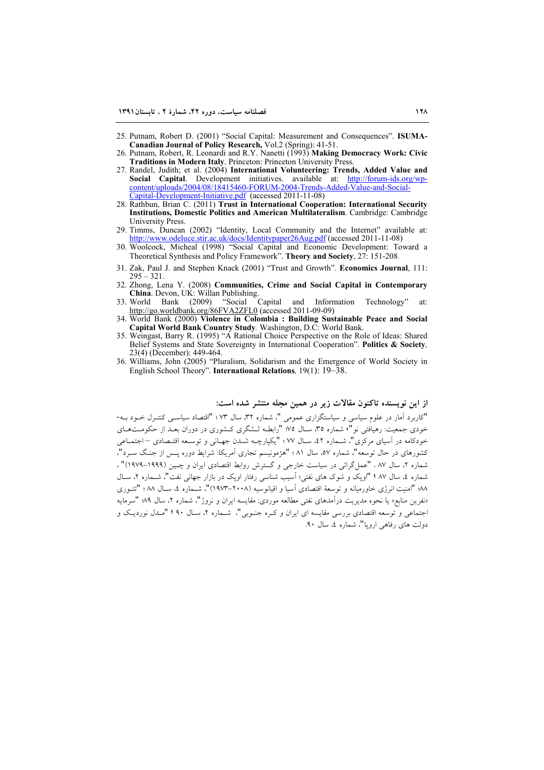25. Putnam, Robert D. (2001) "Social Capital: Measurement and Consequences". **ISUMA-Canadian Journal of Policy Research,** Vol.2 (Spring): 41-51.
26. Putnam, Robert, R. Leonardi and R.Y. Nanetti (1993) **Making Democracy Work: Civic Traditions in Modern Italy**. Princeton: Princeton University Press.
27. Randel, Judith; et al. (2004) **International Volunteering: Trends, Added Value and Social Capital**. Development initiatives. available at: http://forum-ids.org/wp-content/uploads/2004/08/18415460-FORUM-2004-Trends-Added-Value-and-Social-Capital-Development-Initiative.pdf (accessed 2011-11-08)
28. Rathbun, Brian C. (2011) **Trust in International Cooperation: International Security Institutions, Domestic Politics and American Multilateralism**. Cambridge: Cambridge University Press.
29. Timms, Duncan (2002) "Identity, Local Community and the Internet" available at: http://www.odeluce.stir.ac.uk/docs/Identitypaper26Aug.pdf (accessed 2011-11-08)
30. Woolcock, Micheal (1998) "Social Capital and Economic Development: Toward a Theoretical Synthesis and Policy Framework". **Theory and Society**, 27: 151-208.
31. Zak, Paul J. and Stephen Knack (2001) "Trust and Growth". **Economics Journal**, 111: 295 – 321.
32. Zhong, Lena Y. (2008) **Communities, Crime and Social Capital in Contemporary China**. Devon, UK: Willan Publishing.
33. World Bank (2009) "Social Capital and Information Technology" at: http://go.worldbank.org/86FVA2ZFL0 (accessed 2011-09-09)
34. World Bank (2000) **Violence in Colombia : Building Sustainable Peace and Social Capital World Bank Country Study**. Washington, D.C: World Bank.
35. Weingast, Barry R. (1995) "A Rational Choice Perspective on the Role of Ideas: Shared Belief Systems and State Sovereignty in International Cooperation". **Politics & Society**, 23(4) (December): 449-464.
36. Williams, John (2005) "Pluralism, Solidarism and the Emergence of World Society in English School Theory". **International Relations**, 19(1): 19–38.

**از این نویسنده تاکنون مقالات زیر در همین مجله منتشر شده است:**

"کاربرد آمار در علوم سیاسی و سیاستگزاری عمومی "، شماره ۳۲، سال ۷۳ ؛ "اقتصاد سیاسی کنترل خود به-خودی جمعیت: رهیافتی نو"، شماره ۳۵، سال ۷۵؛ "رابطه لشگری کشوری در دوران بعد از حکومت‌های خودکامه در آسیای مرکزی"، شماره ٤٢، سال ۷۷ ؛ "یکپارچه شدن جهانی و توسعه اقتصادی – اجتماعی کشورهای در حال توسعه"، شماره ۵۷، سال ۸۱ ؛ "هژمونیسم تجاری آمریکا: شرایط دوره پس از جنگ سرد"، شماره ۲، سال ۸۷ . "عمل‌گرائی در سیاست خارجی و گسترش روابط اقتصادی ایران و چین (۱۹۹۹–۱۹۷۹)" ، شماره ٤، سال ۸۷ ؛ "اوپک و شوک های نفتی؛ آسیب شناسی رفتار اوپک در بازار جهانی نفت"، شماره ۲، سال ۸۸؛ "امنیت انرژی خاورمیانه و توسعهٔ اقتصادی آسیا و اقیانوسیه (۲۰۰۸–۱۹۷۳)"، شماره ٤، سال ۸۸ ؛ "تئوری «نفرین منابع» یا نحوه مدیریت درآمدهای نفتی مطالعه موردی: مقایسه ایران و نروژ"، شماره ۲، سال ۸۹؛ "سرمایه اجتماعی و توسعه اقتصادی بررسی مقایسه ای ایران و کره جنوبی"، شماره ۲، سال ۹۰ ؛ "مدل نوردیک و دولت های رفاهی اروپا"، شماره ٤، سال ۹۰.